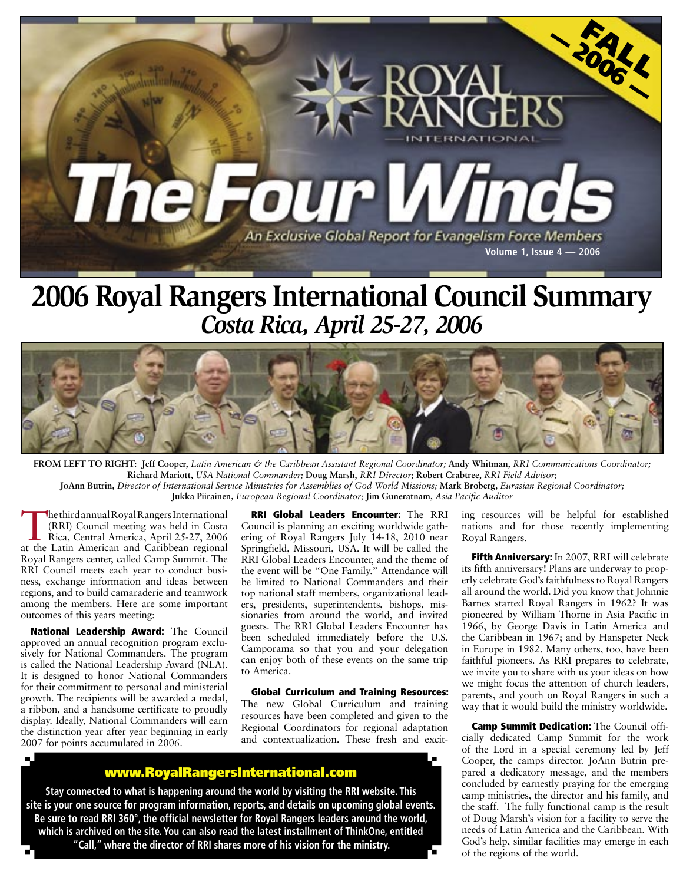# Royal Rangers International

# The Four Winds

An Exclusive Global Report for Evangelism Force Members

Volume 1, Issue 4 — 2006

FALL 2006

# 2006 Royal Rangers International Council Summary

## *Costa Rica, April 25-27, 2006*

FROM LEFT TO RIGHT: **Jeff Cooper,** *Latin American & the Caribbean Assistant Regional Coordinator;* **Andy Whitman,** *RRI Communications Coordinator;* **Richard Mariott,** *USA National Commander;* **Doug Marsh,** *RRI Director;* **Robert Crabtree,** *RRI Field Advisor;* **JoAnn Butrin,** *Director of International Service Ministries for Assemblies of God World Missions;* **Mark Broberg,** *Eurasian Regional Coordinator;* **Jukka Piirainen,** *European Regional Coordinator;* **Jim Guneratnam,** *Asia Pacific Auditor*

The third annual Royal Rangers International (RRI) Council meeting was held in Costa Rica, Central America, April 25-27, 2006 at the Latin American and Caribbean regional Royal Rangers center, called Camp Summit. The RRI Council meets each year to conduct business, exchange information and ideas between regions, and to build camaraderie and teamwork among the members. Here are some important outcomes of this years meeting:

**National Leadership Award:** The Council approved an annual recognition program exclusively for National Commanders. The program is called the National Leadership Award (NLA). It is designed to honor National Commanders for their commitment to personal and ministerial growth. The recipients will be awarded a medal, a ribbon, and a handsome certificate to proudly display. Ideally, National Commanders will earn the distinction year after year beginning in early 2007 for points accumulated in 2006.

**RRI Global Leaders Encounter:** The RRI Council is planning an exciting worldwide gathering of Royal Rangers July 14-18, 2010 near Springfield, Missouri, USA. It will be called the RRI Global Leaders Encounter, and the theme of the event will be "One Family." Attendance will be limited to National Commanders and their top national staff members, organizational leaders, presidents, superintendents, bishops, missionaries from around the world, and invited guests. The RRI Global Leaders Encounter has been scheduled immediately before the U.S. Camporama so that you and your delegation can enjoy both of these events on the same trip to America.

**Global Curriculum and Training Resources:** The new Global Curriculum and training resources have been completed and given to the Regional Coordinators for regional adaptation and contextualization. These fresh and exciting resources will be helpful for established nations and for those recently implementing Royal Rangers.

**Fifth Anniversary:** In 2007, RRI will celebrate its fifth anniversary! Plans are underway to properly celebrate God's faithfulness to Royal Rangers all around the world. Did you know that Johnnie Barnes started Royal Rangers in 1962? It was pioneered by William Thorne in Asia Pacific in 1966, by George Davis in Latin America and the Caribbean in 1967; and by Hanspeter Neck in Europe in 1982. Many others, too, have been faithful pioneers. As RRI prepares to celebrate, we invite you to share with us your ideas on how we might focus the attention of church leaders, parents, and youth on Royal Rangers in such a way that it would build the ministry worldwide.

**Camp Summit Dedication:** The Council officially dedicated Camp Summit for the work of the Lord in a special ceremony led by Jeff Cooper, the camps director. JoAnn Butrin prepared a dedicatory message, and the members concluded by earnestly praying for the emerging camp ministries, the director and his family, and the staff. The fully functional camp is the result of Doug Marsh's vision for a facility to serve the needs of Latin America and the Caribbean. With God's help, similar facilities may emerge in each of the regions of the world.

**www.RoyalRangersInternational.com**

**Stay connected to what is happening around the world by visiting the RRI website. This site is your one source for program information, reports, and details on upcoming global events. Be sure to read RRI 360°, the official newsletter for Royal Rangers leaders around the world, which is archived on the site. You can also read the latest installment of ThinkOne, entitled "Call," where the director of RRI shares more of his vision for the ministry.**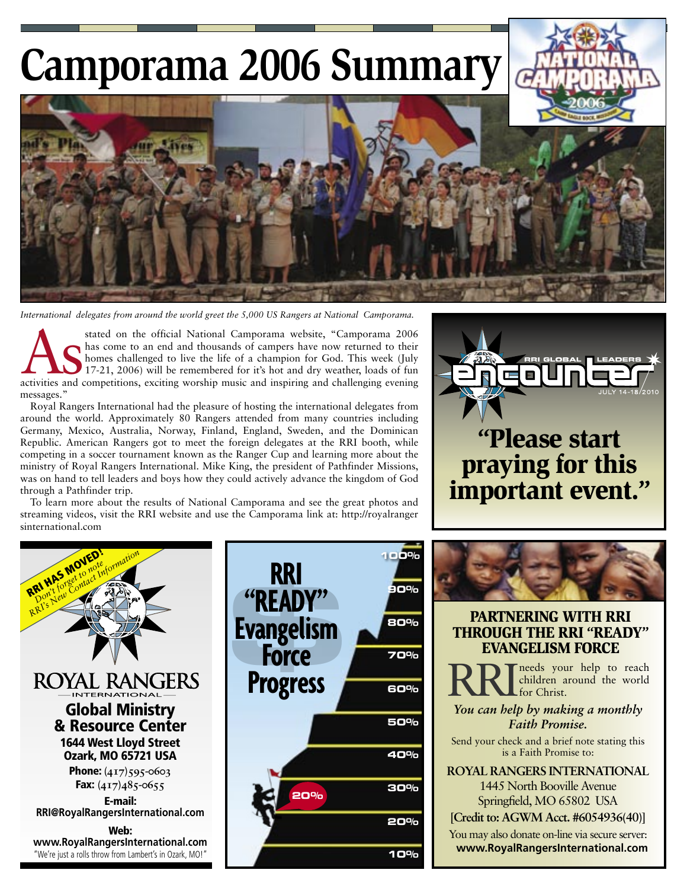# Camporama 2006 Summary

NATIONAL CAMPORAMA 2006

*International delegates from around the world greet the 5,000 US Rangers at National Camporama.*

As stated on the official National Camporama website, "Camporama 2006 has come to an end and thousands of campers have now returned to their homes challenged to live the life of a champion for God. This week (July 17-21, 2006) will be remembered for it's hot and dry weather, loads of fun activities and competitions, exciting worship music and inspiring and challenging evening messages."

Royal Rangers International had the pleasure of hosting the international delegates from around the world. Approximately 80 Rangers attended from many countries including Germany, Mexico, Australia, Norway, Finland, England, Sweden, and the Dominican Republic. American Rangers got to meet the foreign delegates at the RRI booth, while competing in a soccer tournament known as the Ranger Cup and learning more about the ministry of Royal Rangers International. Mike King, the president of Pathfinder Missions, was on hand to tell leaders and boys how they could actively advance the kingdom of God through a Pathfinder trip.

To learn more about the results of National Camporama and see the great photos and streaming videos, visit the RRI website and use the Camporama link at: http://royalrangersinternational.com

RRI GLOBAL LEADERS encounter JULY 14-18/2010

## "Please start praying for this important event."

RRI HAS MOVED! *Don't forget to note RRI's New Contact Information*

ROYAL RANGERS INTERNATIONAL

**Global Ministry & Resource Center**
**1644 West Lloyd Street**
**Ozark, MO 65721 USA**
**Phone:** (417)595-0603
**Fax:** (417)485-0655
**E-mail:**
**RRI@RoyalRangersInternational.com**
**Web:**
**www.RoyalRangersInternational.com**
"We're just a rolls throw from Lambert's in Ozark, MO!"

**RRI "READY" Evangelism Force Progress**

100%
90%
80%
70%
60%
50%
40%
30%
20%
10%
20%

## PARTNERING WITH RRI THROUGH THE RRI "READY" EVANGELISM FORCE

RRI needs your help to reach children around the world for Christ.

***You can help by making a monthly Faith Promise.***

Send your check and a brief note stating this is a Faith Promise to:

**ROYAL RANGERS INTERNATIONAL**
1445 North Booville Avenue
Springfield, MO 65802 USA
**[Credit to: AGWM Acct. #6054936(40)]**

You may also donate on-line via secure server:
**www.RoyalRangersInternational.com**